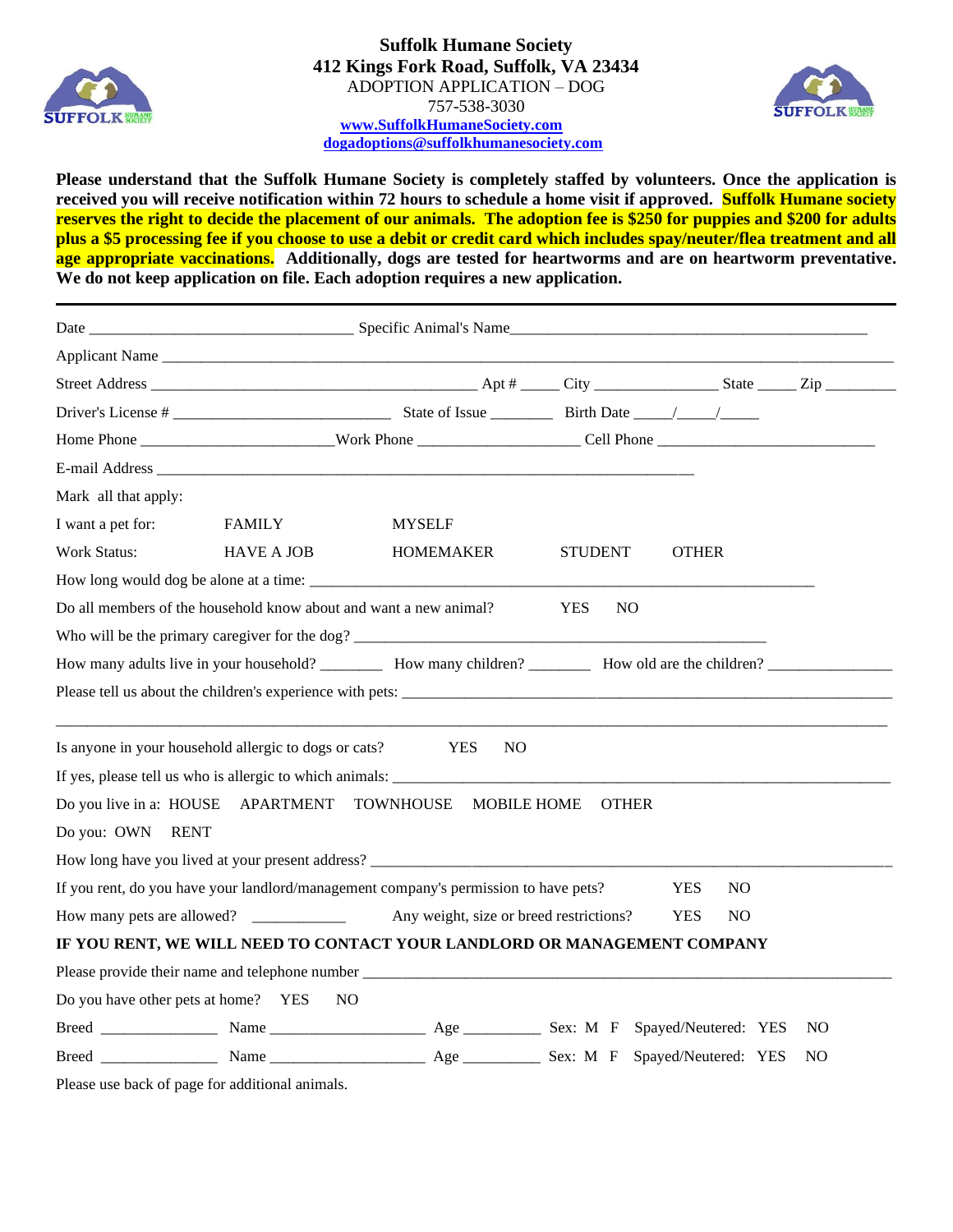# Suffolk Humane Society

**412 Kings Fork Road, Suffolk, VA 23434**

ADOPTION APPLICATION – DOG

757-538-3030

www.SuffolkHumaneSociety.com

dogadoptions@suffolkhumanesociety.com

**Please understand that the Suffolk Humane Society is completely staffed by volunteers. Once the application is received you will receive notification within 72 hours to schedule a home visit if approved. Suffolk Humane society reserves the right to decide the placement of our animals. The adoption fee is $250 for puppies and $200 for adults plus a $5 processing fee if you choose to use a debit or credit card which includes spay/neuter/flea treatment and all age appropriate vaccinations. Additionally, dogs are tested for heartworms and are on heartworm preventative. We do not keep application on file. Each adoption requires a new application.**

---

Date ________________________________ Specific Animal's Name ____________________________________________

Applicant Name ______________________________________________________________________________

Street Address __________________________________________ Apt # _____ City _______________ State _____ Zip _________

Driver's License # ___________________________ State of Issue ________ Birth Date _____/_____/_____

Home Phone ________________________ Work Phone ____________________ Cell Phone ___________________________

E-mail Address ____________________________________________________________________

Mark all that apply:

I want a pet for: FAMILY MYSELF

Work Status: HAVE A JOB HOMEMAKER STUDENT OTHER

How long would dog be alone at a time: ______________________________________________________________

Do all members of the household know about and want a new animal? YES NO

Who will be the primary caregiver for the dog? ______________________________________________________

How many adults live in your household? ________ How many children? ________ How old are the children? _______________

Please tell us about the children's experience with pets: _____________________________________________________________

___________________________________________________________________________________________

Is anyone in your household allergic to dogs or cats? YES NO

If yes, please tell us who is allergic to which animals: _________________________________________________________________

Do you live in a: HOUSE APARTMENT TOWNHOUSE MOBILE HOME OTHER

Do you: OWN RENT

How long have you lived at your present address? ________________________________________________________________

If you rent, do you have your landlord/management company's permission to have pets? YES NO

How many pets are allowed? ____________ Any weight, size or breed restrictions? YES NO

**IF YOU RENT, WE WILL NEED TO CONTACT YOUR LANDLORD OR MANAGEMENT COMPANY**

Please provide their name and telephone number ________________________________________________________________

Do you have other pets at home? YES NO

Breed _______________ Name ____________________ Age __________ Sex: M F Spayed/Neutered: YES NO

Breed _______________ Name ____________________ Age __________ Sex: M F Spayed/Neutered: YES NO

Please use back of page for additional animals.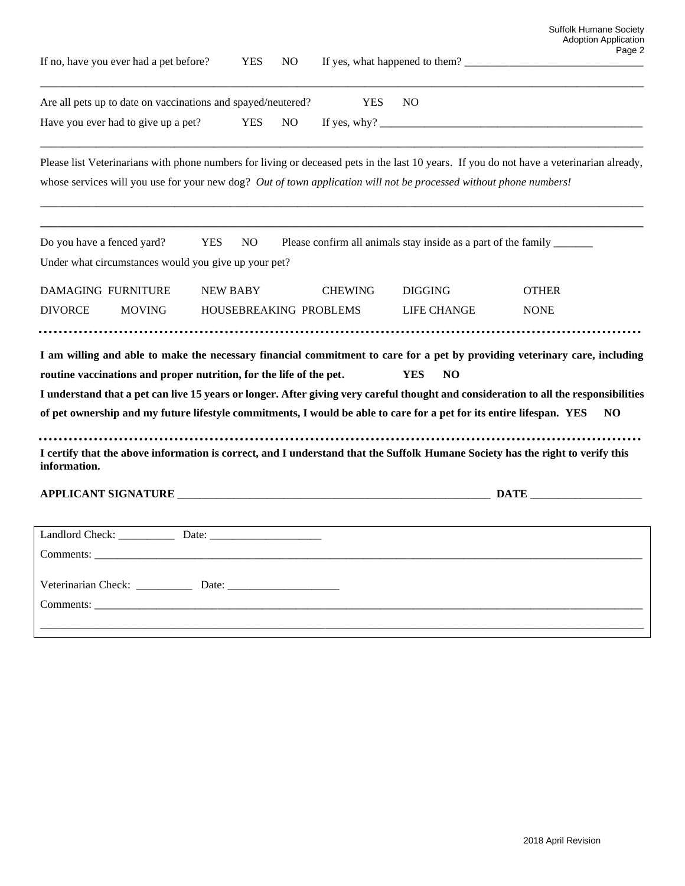If no, have you ever had a pet before? YES NO If yes, what happened to them? ________________________________

___________________________________________________________________________________________________

Are all pets up to date on vaccinations and spayed/neutered? YES NO

Have you ever had to give up a pet? YES NO If yes, why? ________________________________________________

___________________________________________________________________________________________________

Please list Veterinarians with phone numbers for living or deceased pets in the last 10 years. If you do not have a veterinarian already, whose services will you use for your new dog? *Out of town application will not be processed without phone numbers!*

___________________________________________________________________________________________________

___________________________________________________________________________________________________

Do you have a fenced yard? YES NO Please confirm all animals stay inside as a part of the family _______

Under what circumstances would you give up your pet?

| | | | | |
|---|---|---|---|---|
| DAMAGING FURNITURE | NEW BABY | CHEWING | DIGGING | OTHER |
| DIVORCE MOVING | HOUSEBREAKING PROBLEMS | | LIFE CHANGE | NONE |

**I am willing and able to make the necessary financial commitment to care for a pet by providing veterinary care, including routine vaccinations and proper nutrition, for the life of the pet. YES NO**

**I understand that a pet can live 15 years or longer. After giving very careful thought and consideration to all the responsibilities of pet ownership and my future lifestyle commitments, I would be able to care for a pet for its entire lifespan. YES NO**

**I certify that the above information is correct, and I understand that the Suffolk Humane Society has the right to verify this information.**

**APPLICANT SIGNATURE** ________________________________________________________ **DATE** ____________________

Landlord Check: __________ Date: ____________________

Comments: _________________________________________________________________________________________

Veterinarian Check: __________ Date: ____________________

Comments: _________________________________________________________________________________________

___________________________________________________________________________________________________

2018 April Revision